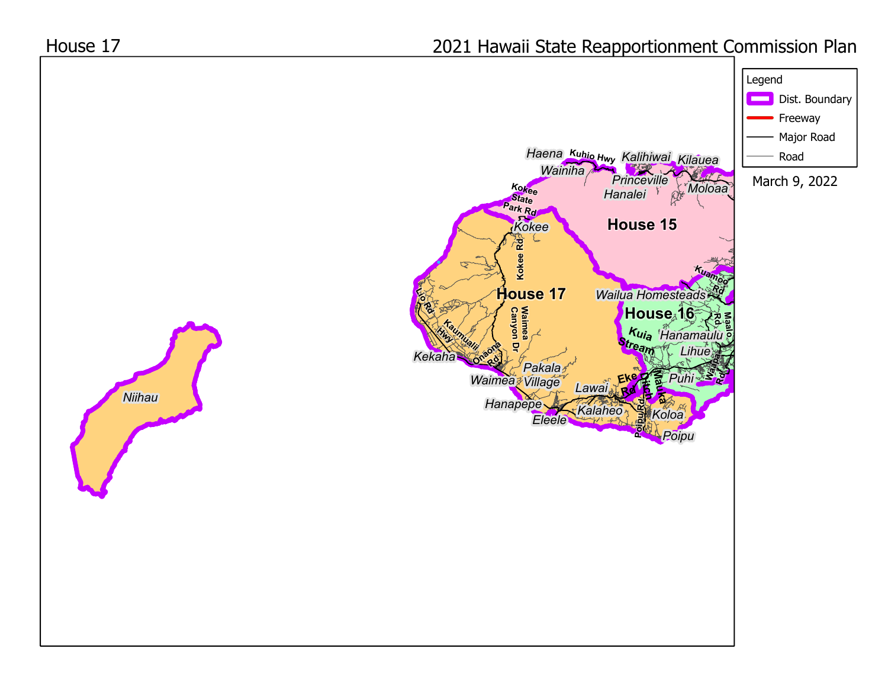House 17

# 2021 Hawaii State Reapportionment Commission Plan

Legend

- Dist. Boundary
- Freeway
- Major Road
- Road

March 9, 2022

House 15

House 16

House 17

Haena
Kuhio Hwy
Kalihiwai
Kilauea
Wainiha
Princeville
Hanalei
Moloaa
Kokee State Park Rd
Kokee
Kokee Rd
Kuamoo Rd
Wailua Homesteads
Lio Rd
Waimea Canyon Dr
Kaumualii Hwy
Kuia Stream
Hanamaulu
Maalo Rd
Lihue
Waapa Rd
Kekaha
Onaona Rd
Waimea
Pakala Village
Puhi
Eke Rd
Ditch
Mauka
Lawai
Hanapepe
Kalaheo
Koloa
Poipu Rd
Eleele
Poipu
Niihau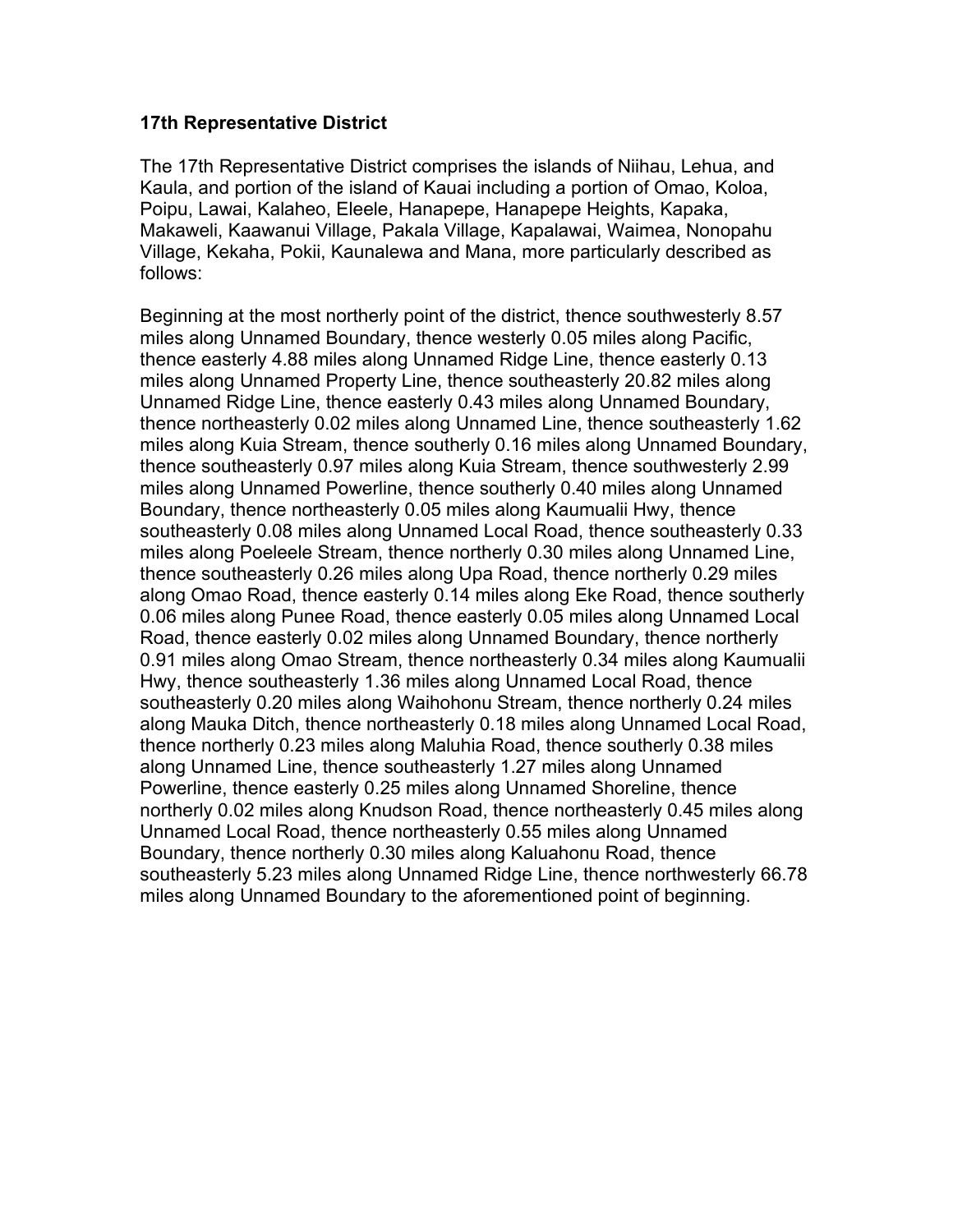**17th Representative District**

The 17th Representative District comprises the islands of Niihau, Lehua, and Kaula, and portion of the island of Kauai including a portion of Omao, Koloa, Poipu, Lawai, Kalaheo, Eleele, Hanapepe, Hanapepe Heights, Kapaka, Makaweli, Kaawanui Village, Pakala Village, Kapalawai, Waimea, Nonopahu Village, Kekaha, Pokii, Kaunalewa and Mana, more particularly described as follows:

Beginning at the most northerly point of the district, thence southwesterly 8.57 miles along Unnamed Boundary, thence westerly 0.05 miles along Pacific, thence easterly 4.88 miles along Unnamed Ridge Line, thence easterly 0.13 miles along Unnamed Property Line, thence southeasterly 20.82 miles along Unnamed Ridge Line, thence easterly 0.43 miles along Unnamed Boundary, thence northeasterly 0.02 miles along Unnamed Line, thence southeasterly 1.62 miles along Kuia Stream, thence southerly 0.16 miles along Unnamed Boundary, thence southeasterly 0.97 miles along Kuia Stream, thence southwesterly 2.99 miles along Unnamed Powerline, thence southerly 0.40 miles along Unnamed Boundary, thence northeasterly 0.05 miles along Kaumualii Hwy, thence southeasterly 0.08 miles along Unnamed Local Road, thence southeasterly 0.33 miles along Poeleele Stream, thence northerly 0.30 miles along Unnamed Line, thence southeasterly 0.26 miles along Upa Road, thence northerly 0.29 miles along Omao Road, thence easterly 0.14 miles along Eke Road, thence southerly 0.06 miles along Punee Road, thence easterly 0.05 miles along Unnamed Local Road, thence easterly 0.02 miles along Unnamed Boundary, thence northerly 0.91 miles along Omao Stream, thence northeasterly 0.34 miles along Kaumualii Hwy, thence southeasterly 1.36 miles along Unnamed Local Road, thence southeasterly 0.20 miles along Waihohonu Stream, thence northerly 0.24 miles along Mauka Ditch, thence northeasterly 0.18 miles along Unnamed Local Road, thence northerly 0.23 miles along Maluhia Road, thence southerly 0.38 miles along Unnamed Line, thence southeasterly 1.27 miles along Unnamed Powerline, thence easterly 0.25 miles along Unnamed Shoreline, thence northerly 0.02 miles along Knudson Road, thence northeasterly 0.45 miles along Unnamed Local Road, thence northeasterly 0.55 miles along Unnamed Boundary, thence northerly 0.30 miles along Kaluahonu Road, thence southeasterly 5.23 miles along Unnamed Ridge Line, thence northwesterly 66.78 miles along Unnamed Boundary to the aforementioned point of beginning.